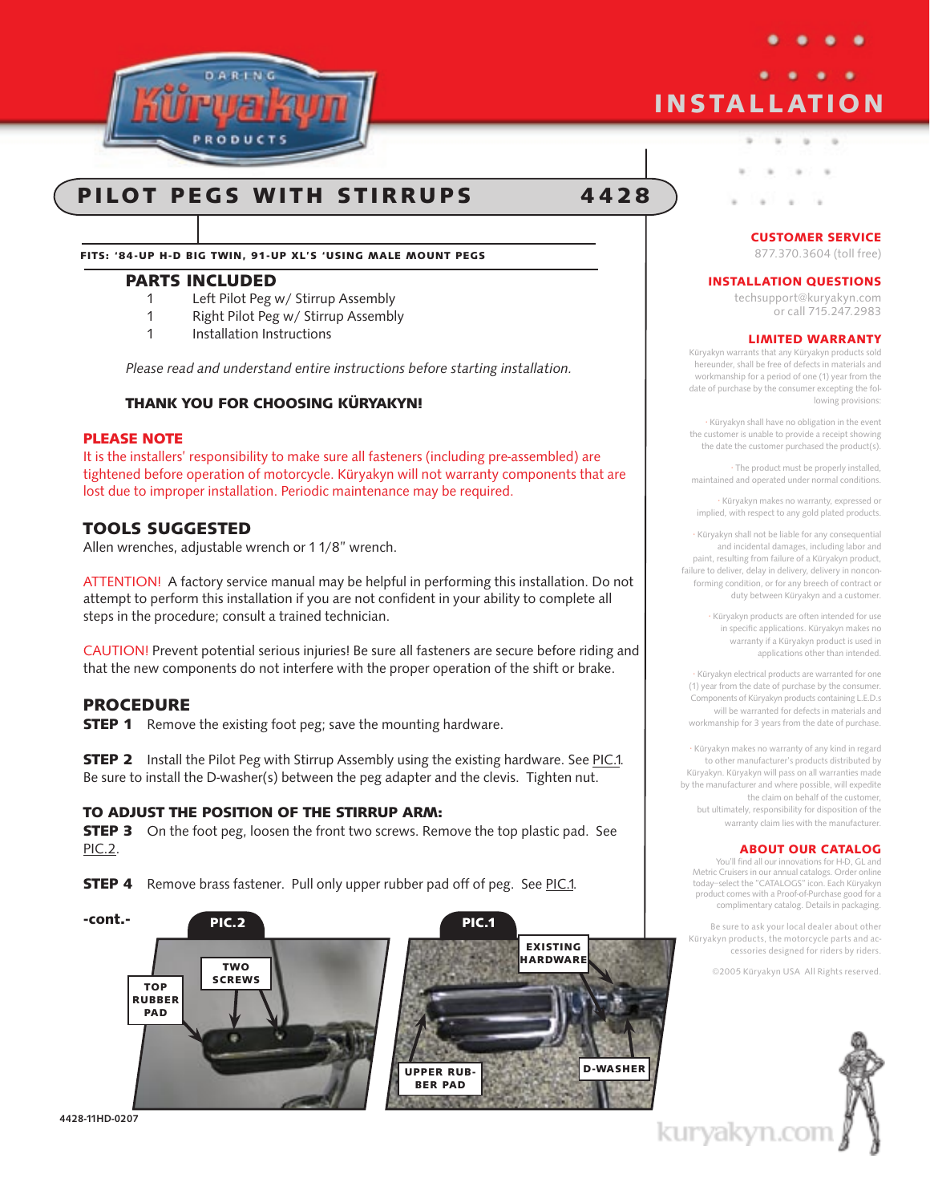# INSTALLATION

## PILOT PEGS WITH STIRRUPS 4428

**FITS: '84-UP H-D BIG TWIN, 91-UP XL'S 'USING MALE MOUNT PEGS**

### PARTS INCLUDED

1 Left Pilot Peg w/ Stirrup Assembly
1 Right Pilot Peg w/ Stirrup Assembly
1 Installation Instructions

*Please read and understand entire instructions before starting installation.*

**THANK YOU FOR CHOOSING KÜRYAKYN!**

### PLEASE NOTE

It is the installers' responsibility to make sure all fasteners (including pre-assembled) are tightened before operation of motorcycle. Küryakyn will not warranty components that are lost due to improper installation. Periodic maintenance may be required.

### TOOLS SUGGESTED

Allen wrenches, adjustable wrench or 1 1/8" wrench.

ATTENTION! A factory service manual may be helpful in performing this installation. Do not attempt to perform this installation if you are not confident in your ability to complete all steps in the procedure; consult a trained technician.

CAUTION! Prevent potential serious injuries! Be sure all fasteners are secure before riding and that the new components do not interfere with the proper operation of the shift or brake.

### PROCEDURE

**STEP 1** Remove the existing foot peg; save the mounting hardware.

**STEP 2** Install the Pilot Peg with Stirrup Assembly using the existing hardware. See PIC.1. Be sure to install the D-washer(s) between the peg adapter and the clevis. Tighten nut.

### TO ADJUST THE POSITION OF THE STIRRUP ARM:

**STEP 3** On the foot peg, loosen the front two screws. Remove the top plastic pad. See PIC.2.

**STEP 4** Remove brass fastener. Pull only upper rubber pad off of peg. See PIC.1.

**-cont.-**

**PIC.2**: TOP RUBBER PAD; TWO SCREWS

**PIC.1**: EXISTING HARDWARE; UPPER RUBBER PAD; D-WASHER

4428-11HD-0207

### CUSTOMER SERVICE

877.370.3604 (toll free)

### INSTALLATION QUESTIONS

techsupport@kuryakyn.com
or call 715.247.2983

### LIMITED WARRANTY

Küryakyn warrants that any Küryakyn products sold hereunder, shall be free of defects in materials and workmanship for a period of one (1) year from the date of purchase by the consumer excepting the following provisions:

· Küryakyn shall have no obligation in the event the customer is unable to provide a receipt showing the date the customer purchased the product(s).

· The product must be properly installed, maintained and operated under normal conditions.

· Küryakyn makes no warranty, expressed or implied, with respect to any gold plated products.

· Küryakyn shall not be liable for any consequential and incidental damages, including labor and paint, resulting from failure of a Küryakyn product, failure to deliver, delay in delivery, delivery in nonconforming condition, or for any breech of contract or duty between Küryakyn and a customer.

· Küryakyn products are often intended for use in specific applications. Küryakyn makes no warranty if a Küryakyn product is used in applications other than intended.

· Küryakyn electrical products are warranted for one (1) year from the date of purchase by the consumer. Components of Küryakyn products containing L.E.D.s will be warranted for defects in materials and workmanship for 3 years from the date of purchase.

· Küryakyn makes no warranty of any kind in regard to other manufacturer's products distributed by Küryakyn. Küryakyn will pass on all warranties made by the manufacturer and where possible, will expedite the claim on behalf of the customer, but ultimately, responsibility for disposition of the warranty claim lies with the manufacturer.

### ABOUT OUR CATALOG

You'll find all our innovations for H-D, GL and Metric Cruisers in our annual catalogs. Order online today–select the "CATALOGS" icon. Each Küryakyn product comes with a Proof-of-Purchase good for a complimentary catalog. Details in packaging.

Be sure to ask your local dealer about other Küryakyn products, the motorcycle parts and accessories designed for riders by riders.

©2005 Küryakyn USA All Rights reserved.

kuryakyn.com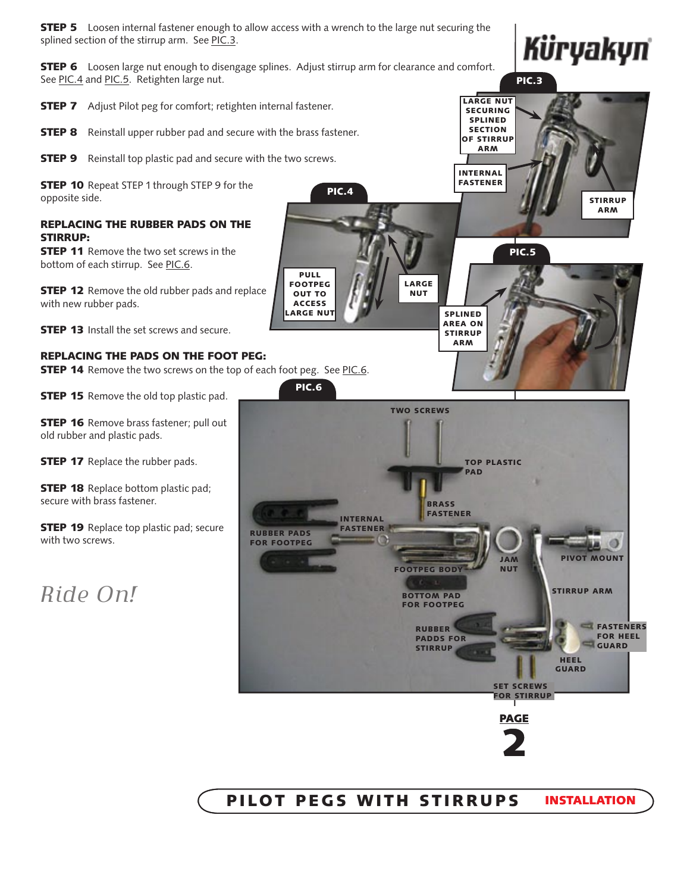**STEP 5** Loosen internal fastener enough to allow access with a wrench to the large nut securing the splined section of the stirrup arm. See PIC.3.

**STEP 6** Loosen large nut enough to disengage splines. Adjust stirrup arm for clearance and comfort. See PIC.4 and PIC.5. Retighten large nut.

**STEP 7** Adjust Pilot peg for comfort; retighten internal fastener.

**STEP 8** Reinstall upper rubber pad and secure with the brass fastener.

**STEP 9** Reinstall top plastic pad and secure with the two screws.

**STEP 10** Repeat STEP 1 through STEP 9 for the opposite side.

### REPLACING THE RUBBER PADS ON THE STIRRUP:

**STEP 11** Remove the two set screws in the bottom of each stirrup. See PIC.6.

**STEP 12** Remove the old rubber pads and replace with new rubber pads.

**STEP 13** Install the set screws and secure.

### REPLACING THE PADS ON THE FOOT PEG:

**STEP 14** Remove the two screws on the top of each foot peg. See PIC.6.

**STEP 15** Remove the old top plastic pad.

**STEP 16** Remove brass fastener; pull out old rubber and plastic pads.

**STEP 17** Replace the rubber pads.

**STEP 18** Replace bottom plastic pad; secure with brass fastener.

**STEP 19** Replace top plastic pad; secure with two screws.

*Ride On!*

PIC.3

LARGE NUT SECURING SPLINED SECTION OF STIRRUP ARM

INTERNAL FASTENER

STIRRUP ARM

PIC.4

PULL FOOTPEG OUT TO ACCESS LARGE NUT

LARGE NUT

PIC.5

SPLINED AREA ON STIRRUP ARM

PIC.6

TWO SCREWS

TOP PLASTIC PAD

BRASS FASTENER

INTERNAL FASTENER

RUBBER PADS FOR FOOTPEG

FOOTPEG BODY

JAM NUT

PIVOT MOUNT

STIRRUP ARM

BOTTOM PAD FOR FOOTPEG

RUBBER PADDS FOR STIRRUP

FASTENERS FOR HEEL GUARD

HEEL GUARD

SET SCREWS FOR STIRRUP